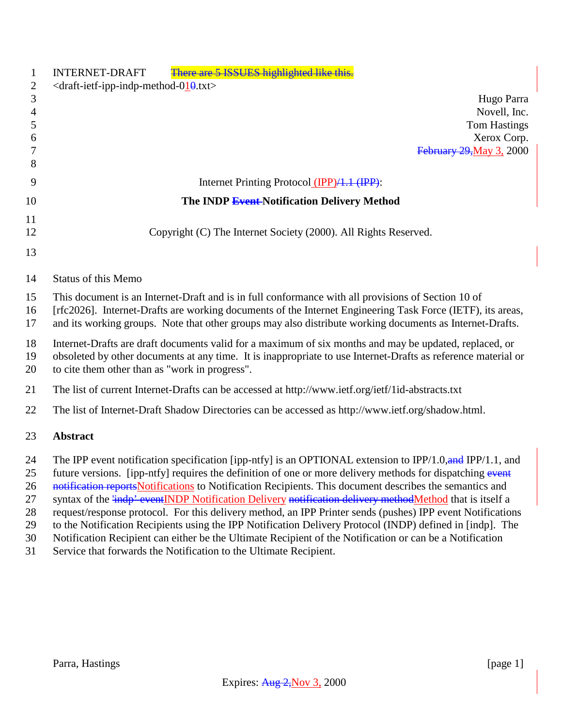INTERNET-DRAFT There are 5 ISSUES highlighted like this.

<draft-ietf-ipp-indp-method-010.txt>

Hugo Parra
Novell, Inc.
Tom Hastings
Xerox Corp.
February 29,May 3, 2000

Internet Printing Protocol (IPP)/1.1 (IPP):

**The INDP Event Notification Delivery Method**

Copyright (C) The Internet Society (2000). All Rights Reserved.

Status of this Memo

This document is an Internet-Draft and is in full conformance with all provisions of Section 10 of [rfc2026]. Internet-Drafts are working documents of the Internet Engineering Task Force (IETF), its areas, and its working groups. Note that other groups may also distribute working documents as Internet-Drafts.

Internet-Drafts are draft documents valid for a maximum of six months and may be updated, replaced, or obsoleted by other documents at any time. It is inappropriate to use Internet-Drafts as reference material or to cite them other than as "work in progress".

The list of current Internet-Drafts can be accessed at http://www.ietf.org/ietf/1id-abstracts.txt

The list of Internet-Draft Shadow Directories can be accessed as http://www.ietf.org/shadow.html.

## Abstract

The IPP event notification specification [ipp-ntfy] is an OPTIONAL extension to IPP/1.0,and IPP/1.1, and future versions. [ipp-ntfy] requires the definition of one or more delivery methods for dispatching event notification reportsNotifications to Notification Recipients. This document describes the semantics and syntax of the 'indp' eventINDP Notification Delivery notification delivery methodMethod that is itself a request/response protocol. For this delivery method, an IPP Printer sends (pushes) IPP event Notifications to the Notification Recipients using the IPP Notification Delivery Protocol (INDP) defined in [indp]. The Notification Recipient can either be the Ultimate Recipient of the Notification or can be a Notification Service that forwards the Notification to the Ultimate Recipient.

Expires: Aug 2,Nov 3, 2000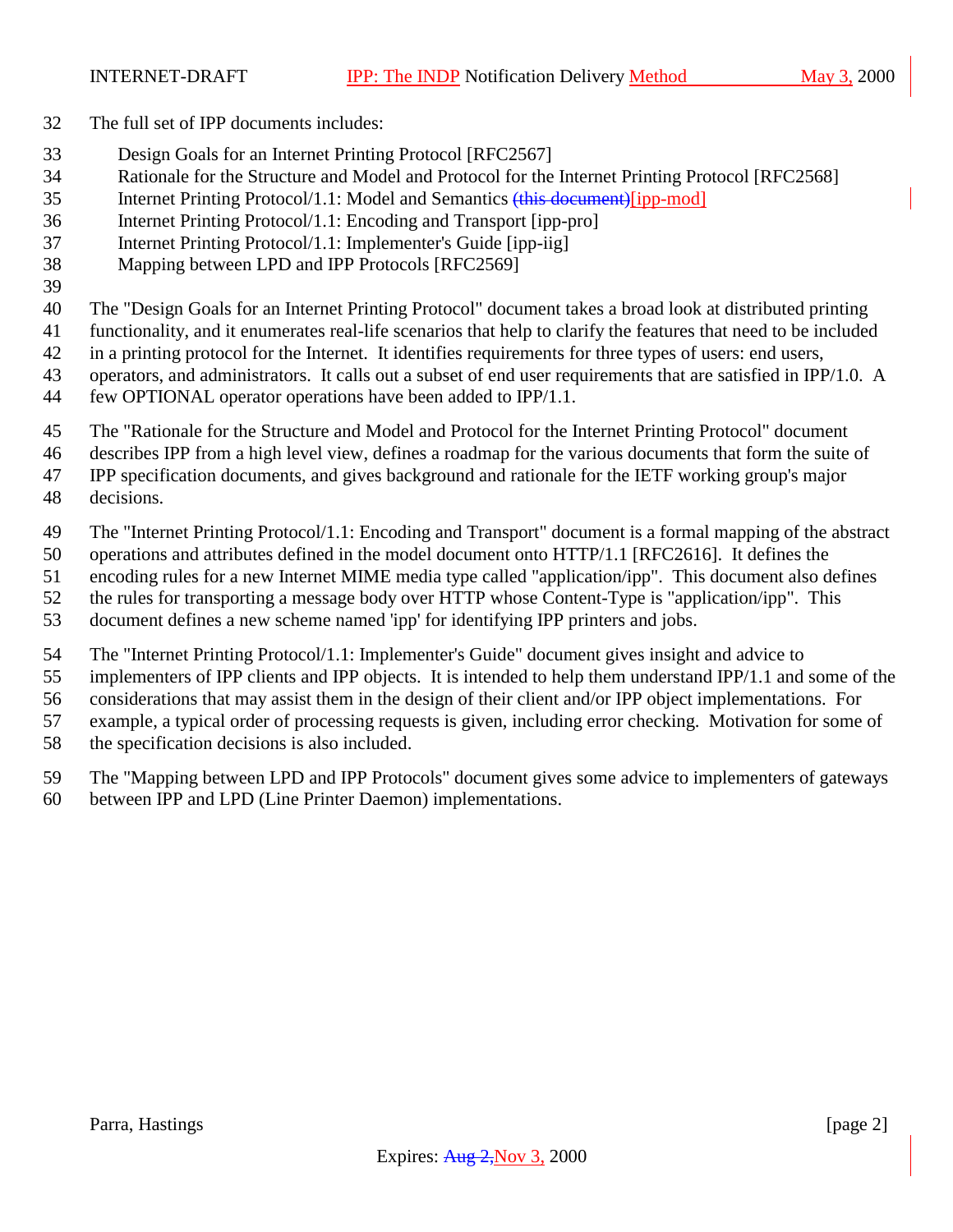The full set of IPP documents includes:

- Design Goals for an Internet Printing Protocol [RFC2567]
- Rationale for the Structure and Model and Protocol for the Internet Printing Protocol [RFC2568]
- Internet Printing Protocol/1.1: Model and Semantics ~~(this document)~~[ipp-mod]
- Internet Printing Protocol/1.1: Encoding and Transport [ipp-pro]
- Internet Printing Protocol/1.1: Implementer's Guide [ipp-iig]
- Mapping between LPD and IPP Protocols [RFC2569]

The "Design Goals for an Internet Printing Protocol" document takes a broad look at distributed printing functionality, and it enumerates real-life scenarios that help to clarify the features that need to be included in a printing protocol for the Internet. It identifies requirements for three types of users: end users, operators, and administrators. It calls out a subset of end user requirements that are satisfied in IPP/1.0. A few OPTIONAL operator operations have been added to IPP/1.1.

The "Rationale for the Structure and Model and Protocol for the Internet Printing Protocol" document describes IPP from a high level view, defines a roadmap for the various documents that form the suite of IPP specification documents, and gives background and rationale for the IETF working group's major decisions.

The "Internet Printing Protocol/1.1: Encoding and Transport" document is a formal mapping of the abstract operations and attributes defined in the model document onto HTTP/1.1 [RFC2616]. It defines the encoding rules for a new Internet MIME media type called "application/ipp". This document also defines the rules for transporting a message body over HTTP whose Content-Type is "application/ipp". This document defines a new scheme named 'ipp' for identifying IPP printers and jobs.

The "Internet Printing Protocol/1.1: Implementer's Guide" document gives insight and advice to implementers of IPP clients and IPP objects. It is intended to help them understand IPP/1.1 and some of the considerations that may assist them in the design of their client and/or IPP object implementations. For example, a typical order of processing requests is given, including error checking. Motivation for some of the specification decisions is also included.

The "Mapping between LPD and IPP Protocols" document gives some advice to implementers of gateways between IPP and LPD (Line Printer Daemon) implementations.

Expires: ~~Aug 2,~~Nov 3, 2000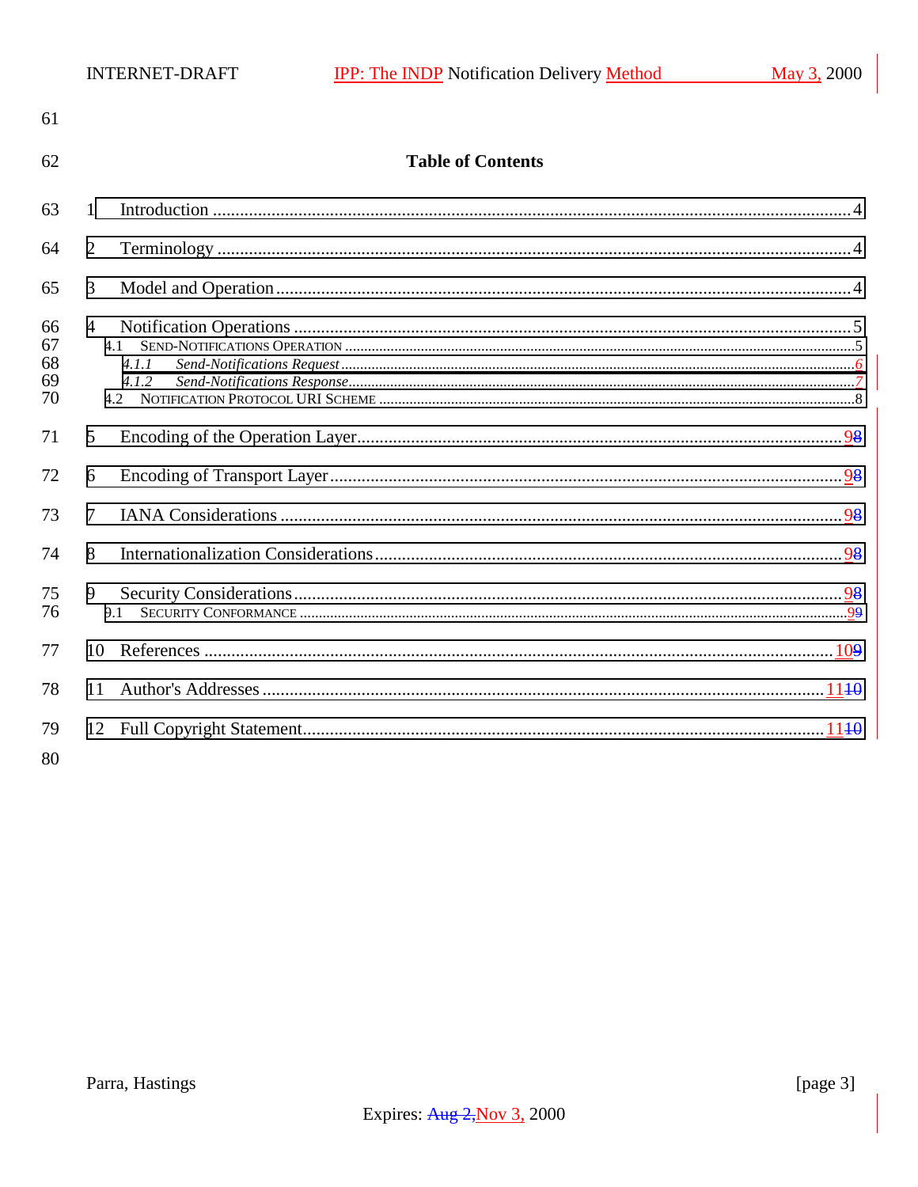## Table of Contents

1 Introduction ....................................................................................................................................4

2 Terminology ....................................................................................................................................4

3 Model and Operation ......................................................................................................................4

4 Notification Operations ..................................................................................................................5

4.1 SEND-NOTIFICATIONS OPERATION ......................................................................................................5

4.1.1 *Send-Notifications Request* ............................................................................................................6

4.1.2 *Send-Notifications Response* ..........................................................................................................7

4.2 NOTIFICATION PROTOCOL URI SCHEME .............................................................................................8

5 Encoding of the Operation Layer ....................................................................................................98

6 Encoding of Transport Layer ..........................................................................................................98

7 IANA Considerations .....................................................................................................................98

8 Internationalization Considerations ................................................................................................98

9 Security Considerations ..................................................................................................................98

9.1 SECURITY CONFORMANCE ................................................................................................................99

10 References ....................................................................................................................................109

11 Author's Addresses ......................................................................................................................1110

12 Full Copyright Statement .............................................................................................................1110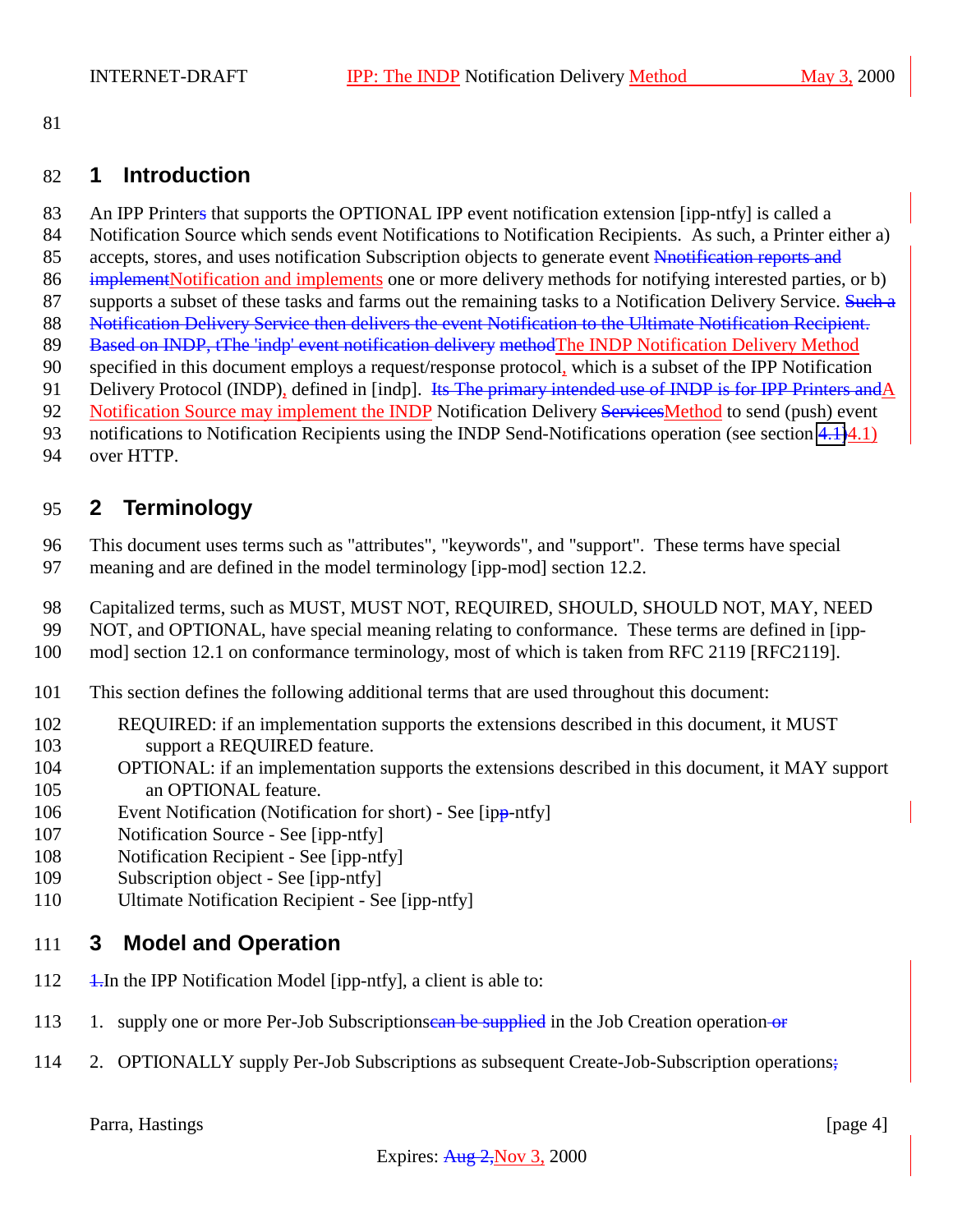# 1 Introduction

An IPP Printer~~s~~ that supports the OPTIONAL IPP event notification extension [ipp-ntfy] is called a Notification Source which sends event Notifications to Notification Recipients. As such, a Printer either a) accepts, stores, and uses notification Subscription objects to generate event ~~Nnotification reports and implement~~Notification and implements one or more delivery methods for notifying interested parties, or b) supports a subset of these tasks and farms out the remaining tasks to a Notification Delivery Service. ~~Such a Notification Delivery Service then delivers the event Notification to the Ultimate Notification Recipient. Based on INDP, tThe 'indp' event notification delivery method~~The INDP Notification Delivery Method specified in this document employs a request/response protocol, which is a subset of the IPP Notification Delivery Protocol (INDP), defined in [indp]. ~~Its The primary intended use of INDP is for IPP Printers and~~A Notification Source may implement the INDP Notification Delivery ~~Services~~Method to send (push) event notifications to Notification Recipients using the INDP Send-Notifications operation (see section ~~4.1~~4.1) over HTTP.

# 2 Terminology

This document uses terms such as "attributes", "keywords", and "support". These terms have special meaning and are defined in the model terminology [ipp-mod] section 12.2.

Capitalized terms, such as MUST, MUST NOT, REQUIRED, SHOULD, SHOULD NOT, MAY, NEED NOT, and OPTIONAL, have special meaning relating to conformance. These terms are defined in [ipp-mod] section 12.1 on conformance terminology, most of which is taken from RFC 2119 [RFC2119].

This section defines the following additional terms that are used throughout this document:

- REQUIRED: if an implementation supports the extensions described in this document, it MUST support a REQUIRED feature.
- OPTIONAL: if an implementation supports the extensions described in this document, it MAY support an OPTIONAL feature.
- Event Notification (Notification for short) - See [ip~~p~~-ntfy]
- Notification Source - See [ipp-ntfy]
- Notification Recipient - See [ipp-ntfy]
- Subscription object - See [ipp-ntfy]
- Ultimate Notification Recipient - See [ipp-ntfy]

# 3 Model and Operation

~~1.~~In the IPP Notification Model [ipp-ntfy], a client is able to:

1. supply one or more Per-Job Subscriptions~~can be supplied~~ in the Job Creation operation~~ or~~
2. OPTIONALLY supply Per-Job Subscriptions as subsequent Create-Job-Subscription operations~~;~~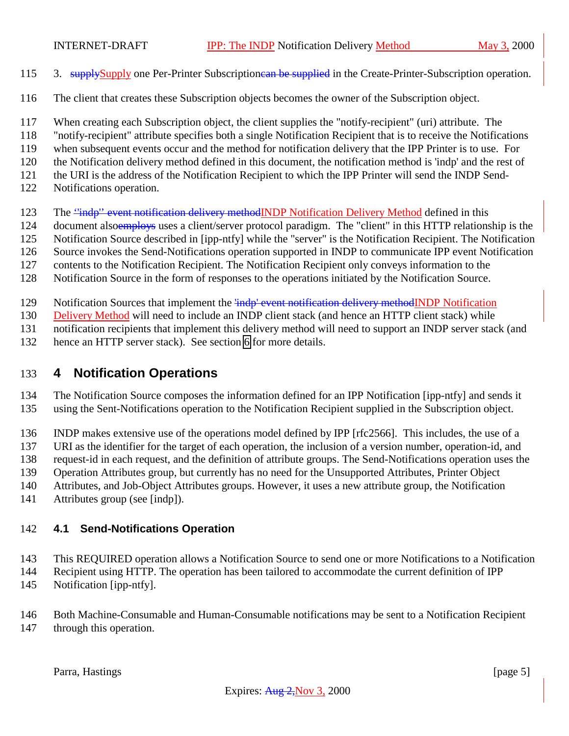3. ~~supply~~Supply one Per-Printer Subscription~~can be supplied~~ in the Create-Printer-Subscription operation.

The client that creates these Subscription objects becomes the owner of the Subscription object.

When creating each Subscription object, the client supplies the "notify-recipient" (uri) attribute. The "notify-recipient" attribute specifies both a single Notification Recipient that is to receive the Notifications when subsequent events occur and the method for notification delivery that the IPP Printer is to use. For the Notification delivery method defined in this document, the notification method is 'indp' and the rest of the URI is the address of the Notification Recipient to which the IPP Printer will send the INDP Send-Notifications operation.

The ~~"indp" event notification delivery method~~INDP Notification Delivery Method defined in this document also~~employs~~ uses a client/server protocol paradigm. The "client" in this HTTP relationship is the Notification Source described in [ipp-ntfy] while the "server" is the Notification Recipient. The Notification Source invokes the Send-Notifications operation supported in INDP to communicate IPP event Notification contents to the Notification Recipient. The Notification Recipient only conveys information to the Notification Source in the form of responses to the operations initiated by the Notification Source.

Notification Sources that implement the ~~'indp' event notification delivery method~~INDP Notification Delivery Method will need to include an INDP client stack (and hence an HTTP client stack) while notification recipients that implement this delivery method will need to support an INDP server stack (and hence an HTTP server stack). See section 6 for more details.

# 4 Notification Operations

The Notification Source composes the information defined for an IPP Notification [ipp-ntfy] and sends it using the Sent-Notifications operation to the Notification Recipient supplied in the Subscription object.

INDP makes extensive use of the operations model defined by IPP [rfc2566]. This includes, the use of a URI as the identifier for the target of each operation, the inclusion of a version number, operation-id, and request-id in each request, and the definition of attribute groups. The Send-Notifications operation uses the Operation Attributes group, but currently has no need for the Unsupported Attributes, Printer Object Attributes, and Job-Object Attributes groups. However, it uses a new attribute group, the Notification Attributes group (see [indp]).

## 4.1 Send-Notifications Operation

This REQUIRED operation allows a Notification Source to send one or more Notifications to a Notification Recipient using HTTP. The operation has been tailored to accommodate the current definition of IPP Notification [ipp-ntfy].

Both Machine-Consumable and Human-Consumable notifications may be sent to a Notification Recipient through this operation.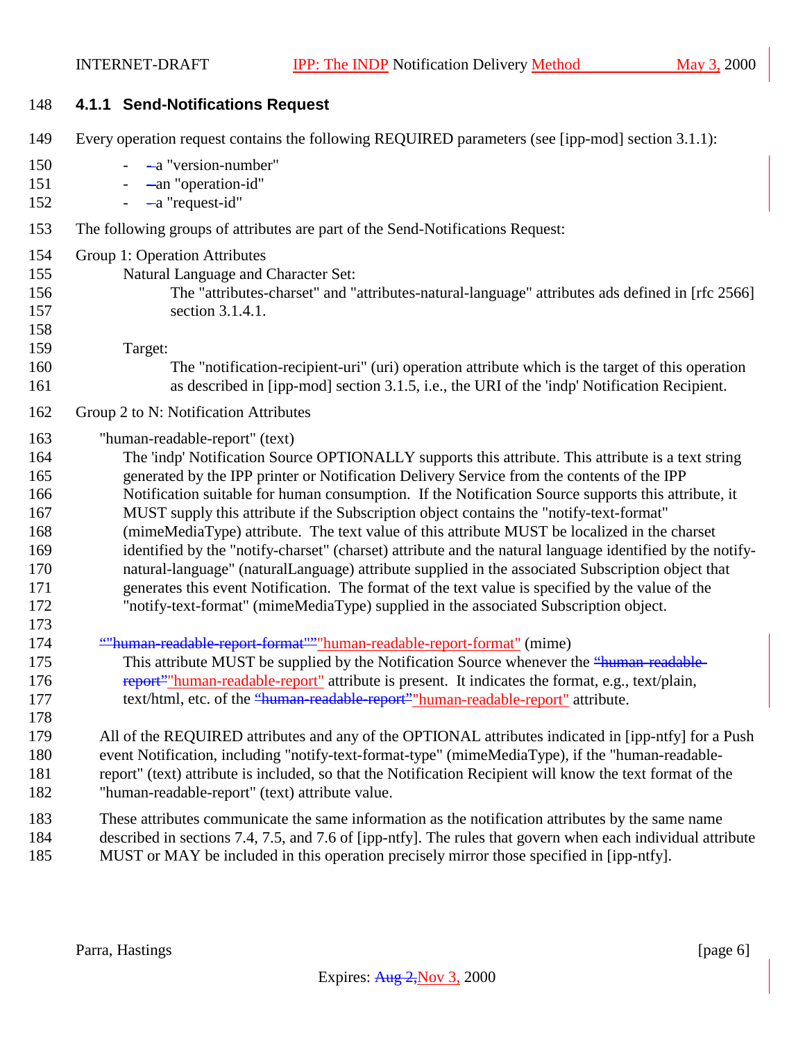#### 4.1.1 Send-Notifications Request

Every operation request contains the following REQUIRED parameters (see [ipp-mod] section 3.1.1):

- a "version-number"
- an "operation-id"
- a "request-id"

The following groups of attributes are part of the Send-Notifications Request:

Group 1: Operation Attributes

Natural Language and Character Set:

The "attributes-charset" and "attributes-natural-language" attributes ads defined in [rfc 2566] section 3.1.4.1.

Target:

The "notification-recipient-uri" (uri) operation attribute which is the target of this operation as described in [ipp-mod] section 3.1.5, i.e., the URI of the 'indp' Notification Recipient.

Group 2 to N: Notification Attributes

"human-readable-report" (text)

The 'indp' Notification Source OPTIONALLY supports this attribute. This attribute is a text string generated by the IPP printer or Notification Delivery Service from the contents of the IPP Notification suitable for human consumption. If the Notification Source supports this attribute, it MUST supply this attribute if the Subscription object contains the "notify-text-format" (mimeMediaType) attribute. The text value of this attribute MUST be localized in the charset identified by the "notify-charset" (charset) attribute and the natural language identified by the notify-natural-language" (naturalLanguage) attribute supplied in the associated Subscription object that generates this event Notification. The format of the text value is specified by the value of the "notify-text-format" (mimeMediaType) supplied in the associated Subscription object.

"human-readable-report-format" (mime)

This attribute MUST be supplied by the Notification Source whenever the "human-readable-report" attribute is present. It indicates the format, e.g., text/plain, text/html, etc. of the "human-readable-report" attribute.

All of the REQUIRED attributes and any of the OPTIONAL attributes indicated in [ipp-ntfy] for a Push event Notification, including "notify-text-format-type" (mimeMediaType), if the "human-readable-report" (text) attribute is included, so that the Notification Recipient will know the text format of the "human-readable-report" (text) attribute value.

These attributes communicate the same information as the notification attributes by the same name described in sections 7.4, 7.5, and 7.6 of [ipp-ntfy]. The rules that govern when each individual attribute MUST or MAY be included in this operation precisely mirror those specified in [ipp-ntfy].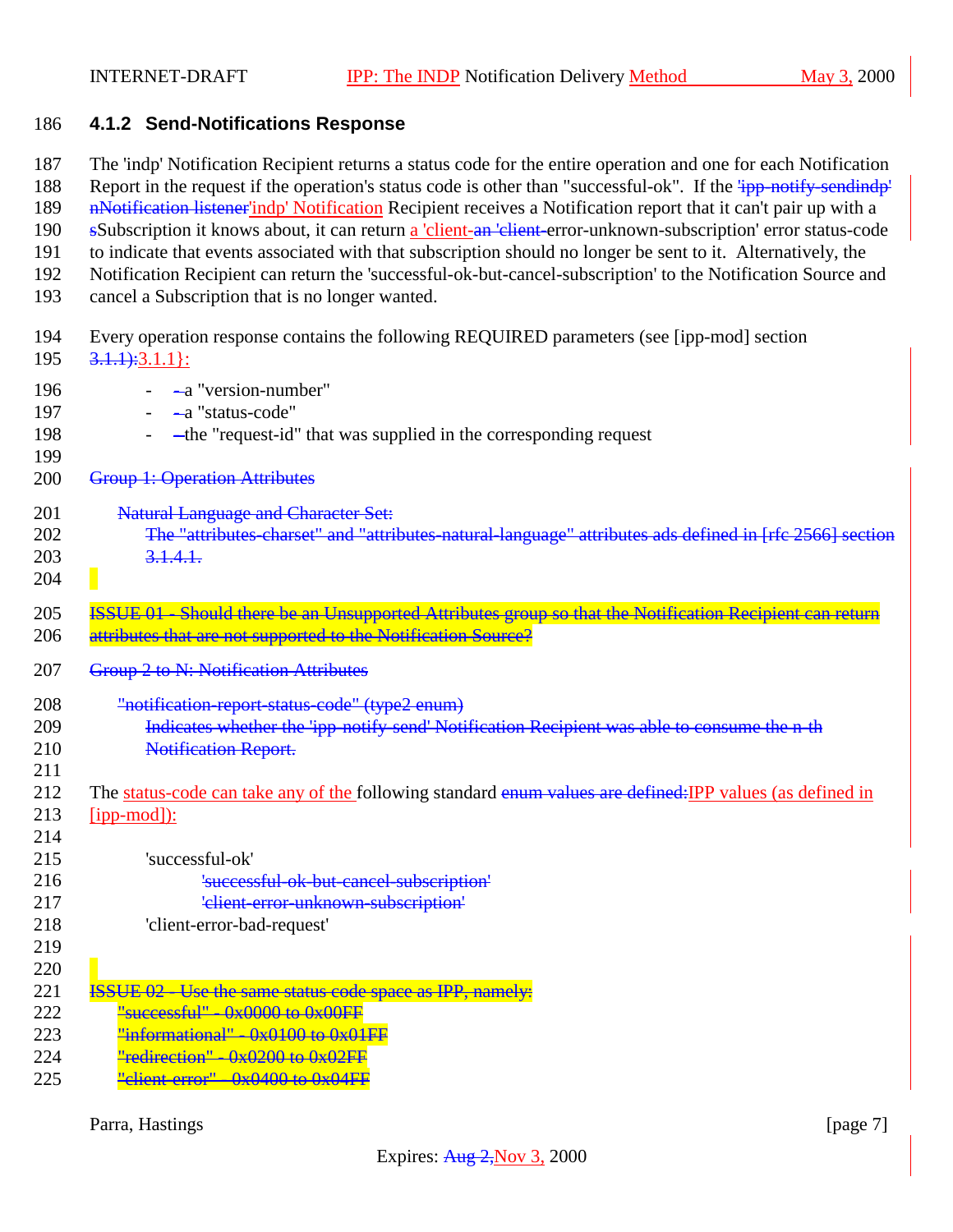### 4.1.2 Send-Notifications Response

The 'indp' Notification Recipient returns a status code for the entire operation and one for each Notification Report in the request if the operation's status code is other than "successful-ok". If the ~~'ipp-notify-sendindp' nNotification listener~~'indp' Notification Recipient receives a Notification report that it can't pair up with a ~~s~~Subscription it knows about, it can return a 'client-~~an 'client-~~error-unknown-subscription' error status-code to indicate that events associated with that subscription should no longer be sent to it. Alternatively, the Notification Recipient can return the 'successful-ok-but-cancel-subscription' to the Notification Source and cancel a Subscription that is no longer wanted.

Every operation response contains the following REQUIRED parameters (see [ipp-mod] section ~~3.1.1):~~3.1.1}:

- ~~-~~a "version-number"
- ~~-~~a "status-code"
- ~~–~~the "request-id" that was supplied in the corresponding request

~~Group 1: Operation Attributes~~

~~Natural Language and Character Set:~~
~~The "attributes-charset" and "attributes-natural-language" attributes ads defined in [rfc 2566] section 3.1.4.1.~~

~~ISSUE 01 - Should there be an Unsupported Attributes group so that the Notification Recipient can return attributes that are not supported to the Notification Source?~~

~~Group 2 to N: Notification Attributes~~

~~"notification-report-status-code" (type2 enum)~~
~~Indicates whether the 'ipp-notify-send' Notification Recipient was able to consume the n-th Notification Report.~~

The status-code can take any of the following standard ~~enum values are defined:~~IPP values (as defined in [ipp-mod]):

'successful-ok'
~~'successful-ok-but-cancel-subscription'~~
~~'client-error-unknown-subscription'~~
'client-error-bad-request'

~~ISSUE 02 - Use the same status code space as IPP, namely:~~
~~"successful" - 0x0000 to 0x00FF~~
~~"informational" - 0x0100 to 0x01FF~~
~~"redirection" - 0x0200 to 0x02FF~~
~~"client-error" - 0x0400 to 0x04FF~~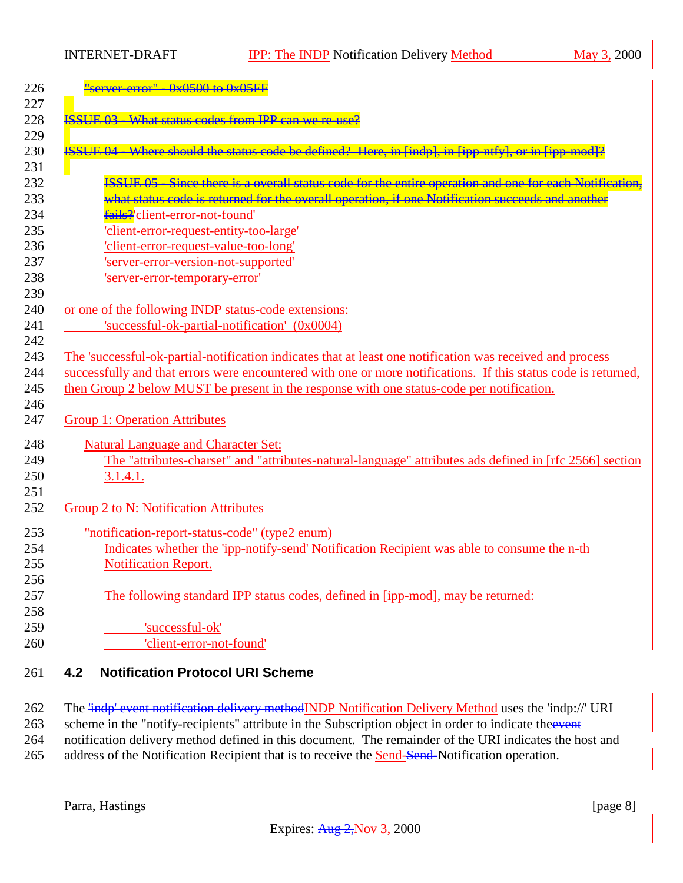"server-error" - 0x0500 to 0x05FF

ISSUE 03 - What status codes from IPP can we re-use?

ISSUE 04 - Where should the status code be defined? Here, in [indp], in [ipp-ntfy], or in [ipp-mod]?

ISSUE 05 - Since there is a overall status code for the entire operation and one for each Notification, what status code is returned for the overall operation, if one Notification succeeds and another fails?'client-error-not-found'
'client-error-request-entity-too-large'
'client-error-request-value-too-long'
'server-error-version-not-supported'
'server-error-temporary-error'

or one of the following INDP status-code extensions:
'successful-ok-partial-notification' (0x0004)

The 'successful-ok-partial-notification indicates that at least one notification was received and process successfully and that errors were encountered with one or more notifications. If this status code is returned, then Group 2 below MUST be present in the response with one status-code per notification.

Group 1: Operation Attributes

Natural Language and Character Set:
The "attributes-charset" and "attributes-natural-language" attributes ads defined in [rfc 2566] section 3.1.4.1.

Group 2 to N: Notification Attributes

"notification-report-status-code" (type2 enum)
Indicates whether the 'ipp-notify-send' Notification Recipient was able to consume the n-th Notification Report.

The following standard IPP status codes, defined in [ipp-mod], may be returned:

'successful-ok'
'client-error-not-found'

### 4.2 Notification Protocol URI Scheme

The 'indp' event notification delivery methodINDP Notification Delivery Method uses the 'indp://' URI scheme in the "notify-recipients" attribute in the Subscription object in order to indicate theevent notification delivery method defined in this document. The remainder of the URI indicates the host and address of the Notification Recipient that is to receive the Send-Send-Notification operation.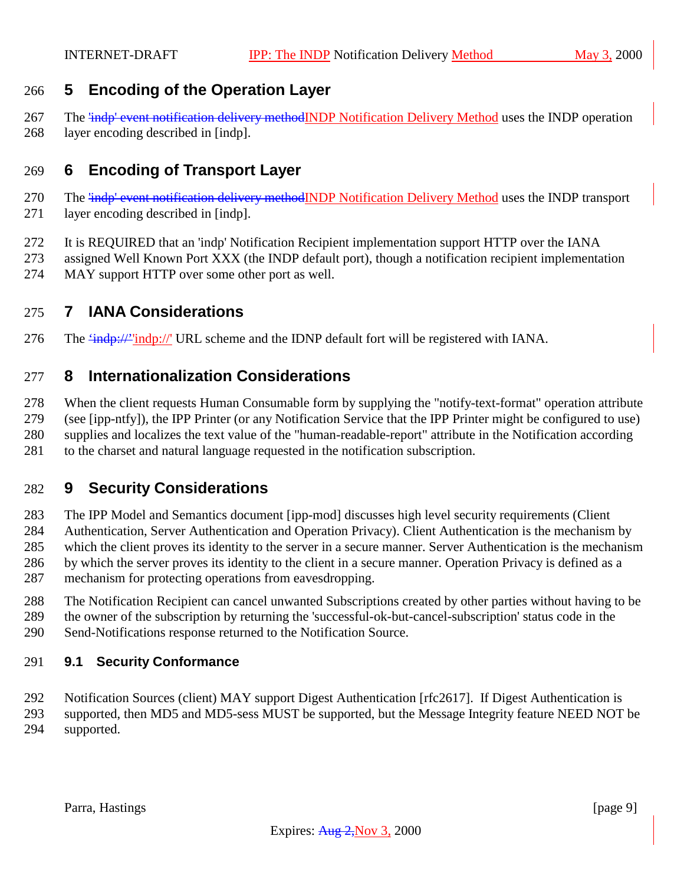## 5 Encoding of the Operation Layer

The ~~'indp' event notification delivery method~~INDP Notification Delivery Method uses the INDP operation layer encoding described in [indp].

## 6 Encoding of Transport Layer

The ~~'indp' event notification delivery method~~INDP Notification Delivery Method uses the INDP transport layer encoding described in [indp].

It is REQUIRED that an 'indp' Notification Recipient implementation support HTTP over the IANA assigned Well Known Port XXX (the INDP default port), though a notification recipient implementation MAY support HTTP over some other port as well.

## 7 IANA Considerations

The ~~'indp://'~~'indp://' URL scheme and the IDNP default fort will be registered with IANA.

## 8 Internationalization Considerations

When the client requests Human Consumable form by supplying the "notify-text-format" operation attribute (see [ipp-ntfy]), the IPP Printer (or any Notification Service that the IPP Printer might be configured to use) supplies and localizes the text value of the "human-readable-report" attribute in the Notification according to the charset and natural language requested in the notification subscription.

## 9 Security Considerations

The IPP Model and Semantics document [ipp-mod] discusses high level security requirements (Client Authentication, Server Authentication and Operation Privacy). Client Authentication is the mechanism by which the client proves its identity to the server in a secure manner. Server Authentication is the mechanism by which the server proves its identity to the client in a secure manner. Operation Privacy is defined as a mechanism for protecting operations from eavesdropping.

The Notification Recipient can cancel unwanted Subscriptions created by other parties without having to be the owner of the subscription by returning the 'successful-ok-but-cancel-subscription' status code in the Send-Notifications response returned to the Notification Source.

### 9.1 Security Conformance

Notification Sources (client) MAY support Digest Authentication [rfc2617]. If Digest Authentication is supported, then MD5 and MD5-sess MUST be supported, but the Message Integrity feature NEED NOT be supported.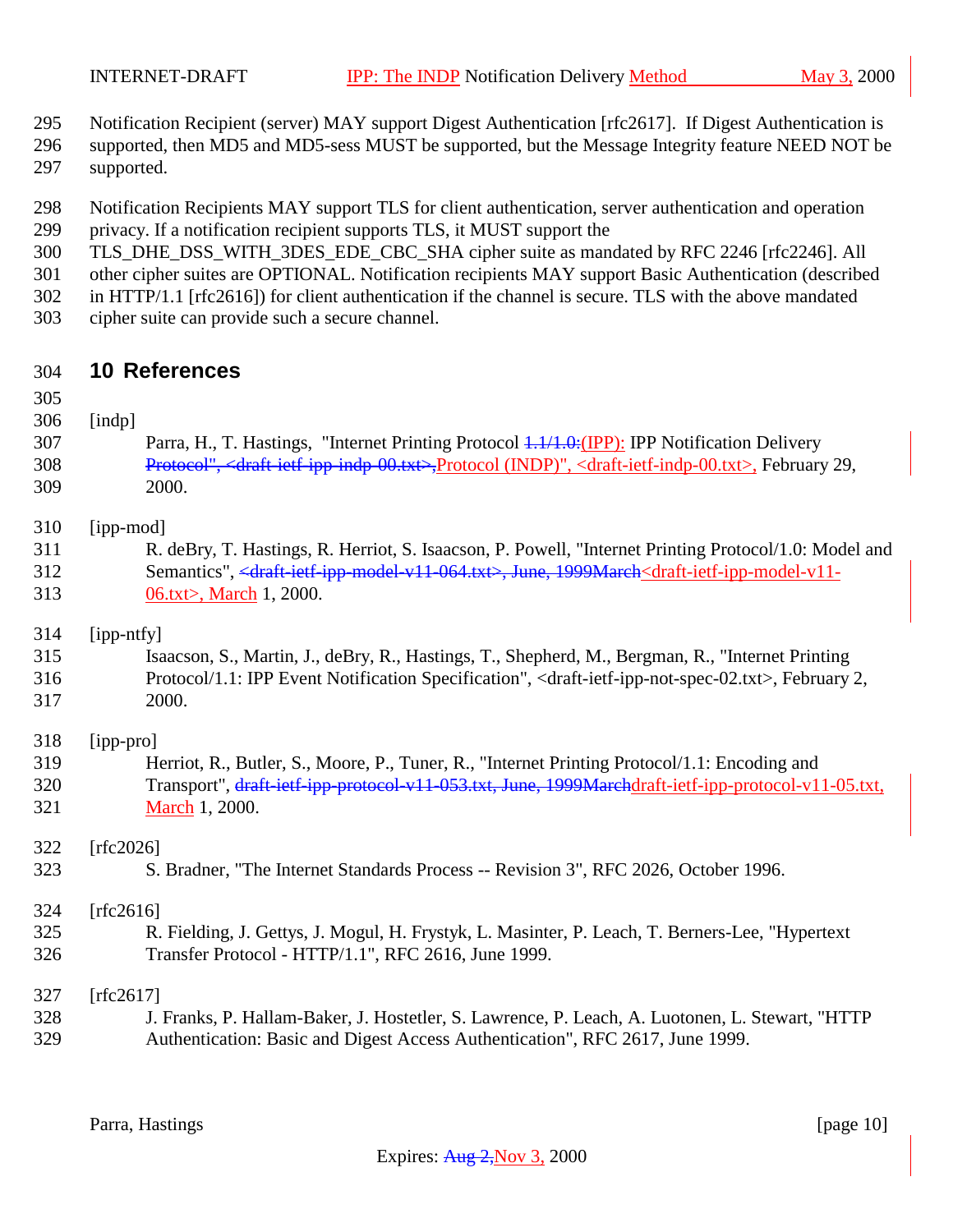Notification Recipient (server) MAY support Digest Authentication [rfc2617]. If Digest Authentication is supported, then MD5 and MD5-sess MUST be supported, but the Message Integrity feature NEED NOT be supported.

Notification Recipients MAY support TLS for client authentication, server authentication and operation privacy. If a notification recipient supports TLS, it MUST support the TLS_DHE_DSS_WITH_3DES_EDE_CBC_SHA cipher suite as mandated by RFC 2246 [rfc2246]. All other cipher suites are OPTIONAL. Notification recipients MAY support Basic Authentication (described in HTTP/1.1 [rfc2616]) for client authentication if the channel is secure. TLS with the above mandated cipher suite can provide such a secure channel.

# 10 References

[indp]
: Parra, H., T. Hastings, "Internet Printing Protocol ~~1.1/1.0:~~(IPP): IPP Notification Delivery ~~Protocol", <draft-ietf-ipp-indp-00.txt>,~~Protocol (INDP)", <draft-ietf-indp-00.txt>, February 29, 2000.

[ipp-mod]
: R. deBry, T. Hastings, R. Herriot, S. Isaacson, P. Powell, "Internet Printing Protocol/1.0: Model and Semantics", ~~<draft-ietf-ipp-model-v11-064.txt>, June, 1999March~~<draft-ietf-ipp-model-v11-06.txt>, March 1, 2000.

[ipp-ntfy]
: Isaacson, S., Martin, J., deBry, R., Hastings, T., Shepherd, M., Bergman, R., "Internet Printing Protocol/1.1: IPP Event Notification Specification", <draft-ietf-ipp-not-spec-02.txt>, February 2, 2000.

[ipp-pro]
: Herriot, R., Butler, S., Moore, P., Tuner, R., "Internet Printing Protocol/1.1: Encoding and Transport", ~~draft-ietf-ipp-protocol-v11-053.txt, June, 1999March~~draft-ietf-ipp-protocol-v11-05.txt, March 1, 2000.

[rfc2026]
: S. Bradner, "The Internet Standards Process -- Revision 3", RFC 2026, October 1996.

[rfc2616]
: R. Fielding, J. Gettys, J. Mogul, H. Frystyk, L. Masinter, P. Leach, T. Berners-Lee, "Hypertext Transfer Protocol - HTTP/1.1", RFC 2616, June 1999.

[rfc2617]
: J. Franks, P. Hallam-Baker, J. Hostetler, S. Lawrence, P. Leach, A. Luotonen, L. Stewart, "HTTP Authentication: Basic and Digest Access Authentication", RFC 2617, June 1999.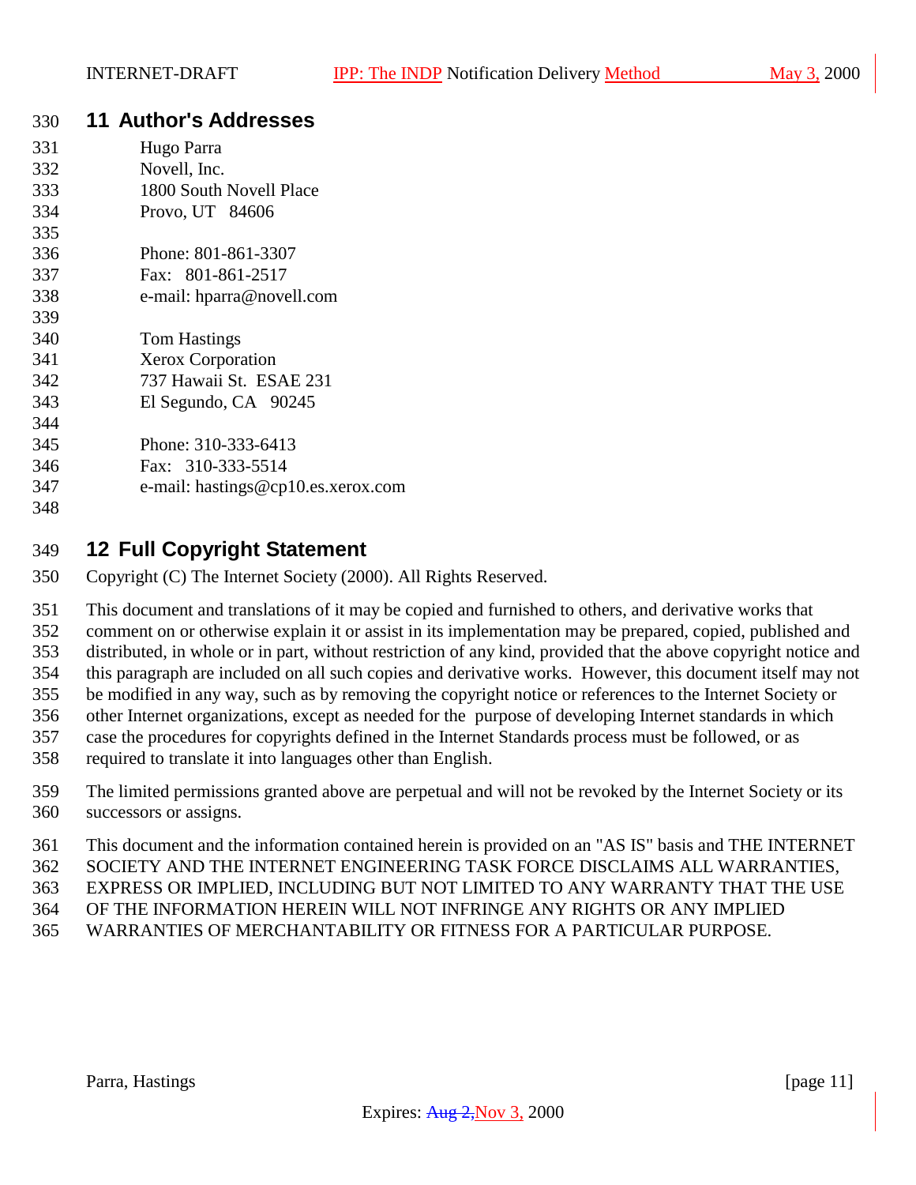# 11 Author's Addresses

Hugo Parra
Novell, Inc.
1800 South Novell Place
Provo, UT 84606

Phone: 801-861-3307
Fax: 801-861-2517
e-mail: hparra@novell.com

Tom Hastings
Xerox Corporation
737 Hawaii St. ESAE 231
El Segundo, CA 90245

Phone: 310-333-6413
Fax: 310-333-5514
e-mail: hastings@cp10.es.xerox.com

# 12 Full Copyright Statement

Copyright (C) The Internet Society (2000). All Rights Reserved.

This document and translations of it may be copied and furnished to others, and derivative works that comment on or otherwise explain it or assist in its implementation may be prepared, copied, published and distributed, in whole or in part, without restriction of any kind, provided that the above copyright notice and this paragraph are included on all such copies and derivative works. However, this document itself may not be modified in any way, such as by removing the copyright notice or references to the Internet Society or other Internet organizations, except as needed for the purpose of developing Internet standards in which case the procedures for copyrights defined in the Internet Standards process must be followed, or as required to translate it into languages other than English.

The limited permissions granted above are perpetual and will not be revoked by the Internet Society or its successors or assigns.

This document and the information contained herein is provided on an "AS IS" basis and THE INTERNET SOCIETY AND THE INTERNET ENGINEERING TASK FORCE DISCLAIMS ALL WARRANTIES, EXPRESS OR IMPLIED, INCLUDING BUT NOT LIMITED TO ANY WARRANTY THAT THE USE OF THE INFORMATION HEREIN WILL NOT INFRINGE ANY RIGHTS OR ANY IMPLIED WARRANTIES OF MERCHANTABILITY OR FITNESS FOR A PARTICULAR PURPOSE.